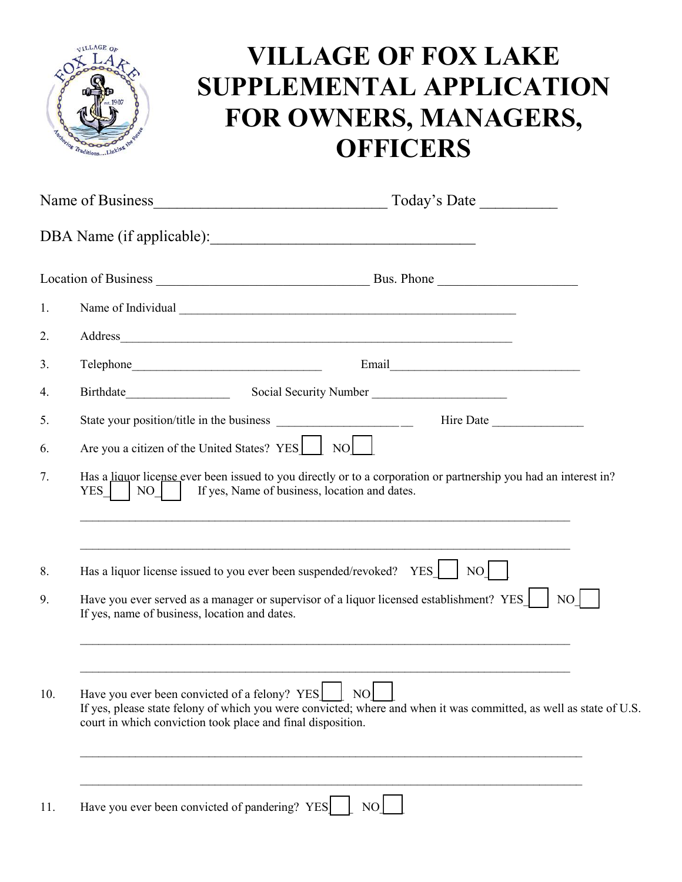# VILLAGE OF FOX LAKE SUPPLEMENTAL APPLICATION FOR OWNERS, MANAGERS, OFFICERS

Name of Business______________________________ Today's Date __________

DBA Name (if applicable):_________________________________

Location of Business ________________________________ Bus. Phone ____________________

1. Name of Individual _______________________________________________________

2. Address_______________________________________________________________

3. Telephone______________________________ Email______________________________

4. Birthdate_________________ Social Security Number ______________________

5. State your position/title in the business ______________________ Hire Date _______________

6. Are you a citizen of the United States? YES☐ NO☐

7. Has a liquor license ever been issued to you directly or to a corporation or partnership you had an interest in? YES☐ NO☐ If yes, Name of business, location and dates.

   ___________________________________________________________________________

   ___________________________________________________________________________

8. Has a liquor license issued to you ever been suspended/revoked? YES☐ NO☐

9. Have you ever served as a manager or supervisor of a liquor licensed establishment? YES☐ NO☐
   If yes, name of business, location and dates.

   ___________________________________________________________________________

   ___________________________________________________________________________

10. Have you ever been convicted of a felony? YES☐ NO☐
    If yes, please state felony of which you were convicted; where and when it was committed, as well as state of U.S. court in which conviction took place and final disposition.

    ___________________________________________________________________________

    ___________________________________________________________________________

11. Have you ever been convicted of pandering? YES☐ NO☐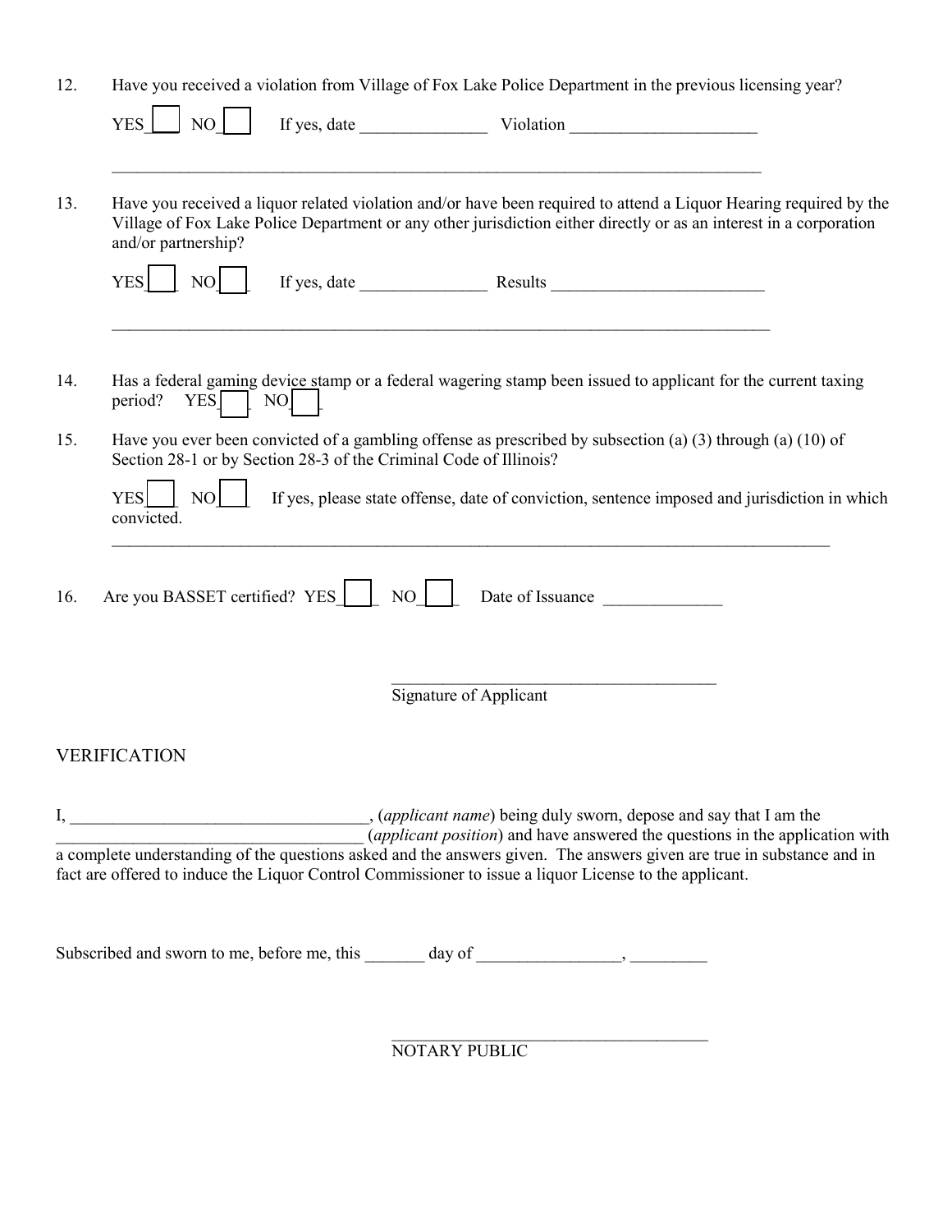12. Have you received a violation from Village of Fox Lake Police Department in the previous licensing year?

    YES ☐ NO ☐ If yes, date _______________ Violation ______________________

    ______________________________________________________________________________

13. Have you received a liquor related violation and/or have been required to attend a Liquor Hearing required by the Village of Fox Lake Police Department or any other jurisdiction either directly or as an interest in a corporation and/or partnership?

    YES ☐ NO ☐ If yes, date _______________ Results _________________________

    ______________________________________________________________________________

14. Has a federal gaming device stamp or a federal wagering stamp been issued to applicant for the current taxing period? YES ☐ NO ☐

15. Have you ever been convicted of a gambling offense as prescribed by subsection (a) (3) through (a) (10) of Section 28-1 or by Section 28-3 of the Criminal Code of Illinois?

    YES ☐ NO ☐ If yes, please state offense, date of conviction, sentence imposed and jurisdiction in which convicted.

    ______________________________________________________________________________

16. Are you BASSET certified? YES ☐ NO ☐ Date of Issuance ______________

________________________________________
Signature of Applicant

VERIFICATION

I, ___________________________________, (*applicant name*) being duly sworn, depose and say that I am the ___________________________________ (*applicant position*) and have answered the questions in the application with a complete understanding of the questions asked and the answers given. The answers given are true in substance and in fact are offered to induce the Liquor Control Commissioner to issue a liquor License to the applicant.

Subscribed and sworn to me, before me, this _______ day of _________________, _________

_______________________________________
NOTARY PUBLIC